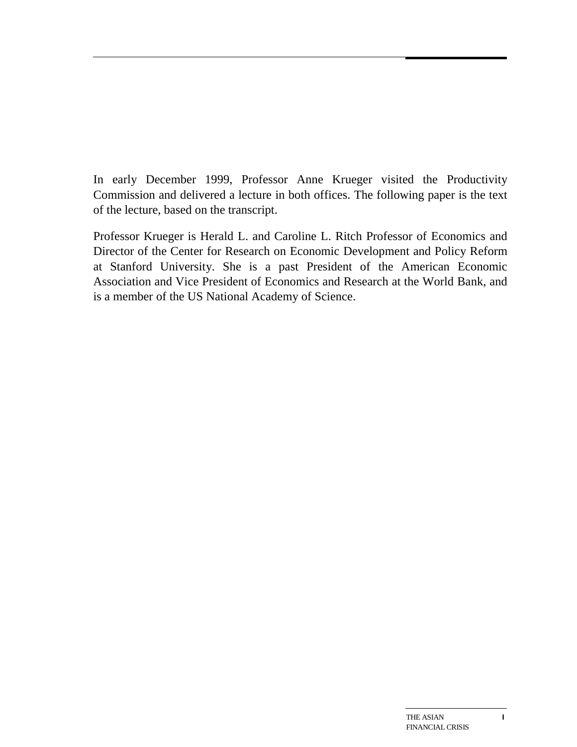In early December 1999, Professor Anne Krueger visited the Productivity Commission and delivered a lecture in both offices. The following paper is the text of the lecture, based on the transcript.

Professor Krueger is Herald L. and Caroline L. Ritch Professor of Economics and Director of the Center for Research on Economic Development and Policy Reform at Stanford University. She is a past President of the American Economic Association and Vice President of Economics and Research at the World Bank, and is a member of the US National Academy of Science.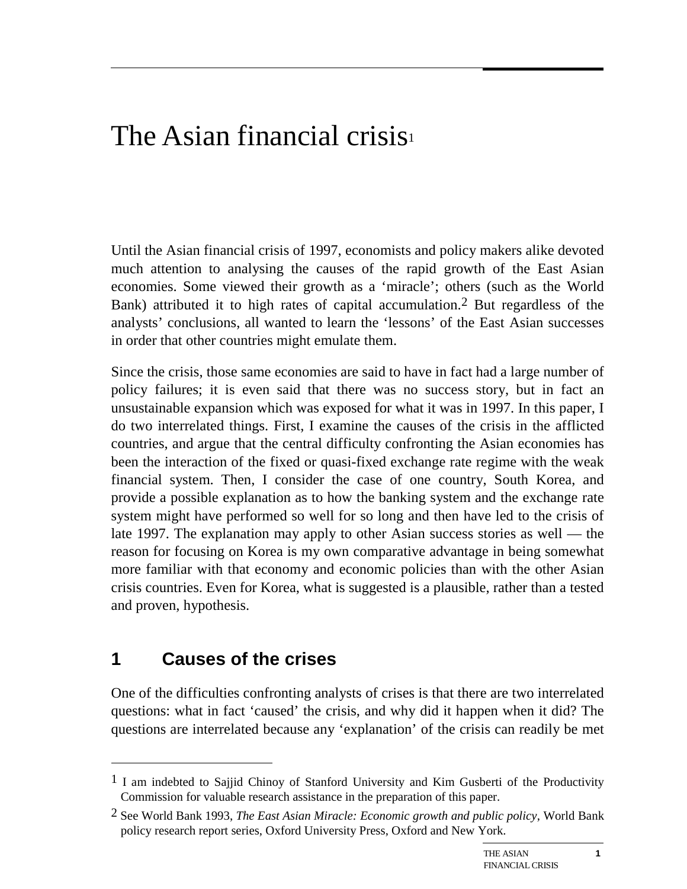# The Asian financial crisis[1]

Until the Asian financial crisis of 1997, economists and policy makers alike devoted much attention to analysing the causes of the rapid growth of the East Asian economies. Some viewed their growth as a 'miracle'; others (such as the World Bank) attributed it to high rates of capital accumulation.[2] But regardless of the analysts' conclusions, all wanted to learn the 'lessons' of the East Asian successes in order that other countries might emulate them.

Since the crisis, those same economies are said to have in fact had a large number of policy failures; it is even said that there was no success story, but in fact an unsustainable expansion which was exposed for what it was in 1997. In this paper, I do two interrelated things. First, I examine the causes of the crisis in the afflicted countries, and argue that the central difficulty confronting the Asian economies has been the interaction of the fixed or quasi-fixed exchange rate regime with the weak financial system. Then, I consider the case of one country, South Korea, and provide a possible explanation as to how the banking system and the exchange rate system might have performed so well for so long and then have led to the crisis of late 1997. The explanation may apply to other Asian success stories as well — the reason for focusing on Korea is my own comparative advantage in being somewhat more familiar with that economy and economic policies than with the other Asian crisis countries. Even for Korea, what is suggested is a plausible, rather than a tested and proven, hypothesis.

## 1 Causes of the crises

One of the difficulties confronting analysts of crises is that there are two interrelated questions: what in fact 'caused' the crisis, and why did it happen when it did? The questions are interrelated because any 'explanation' of the crisis can readily be met

---

[1] I am indebted to Sajjid Chinoy of Stanford University and Kim Gusberti of the Productivity Commission for valuable research assistance in the preparation of this paper.

[2] See World Bank 1993, *The East Asian Miracle: Economic growth and public policy*, World Bank policy research report series, Oxford University Press, Oxford and New York.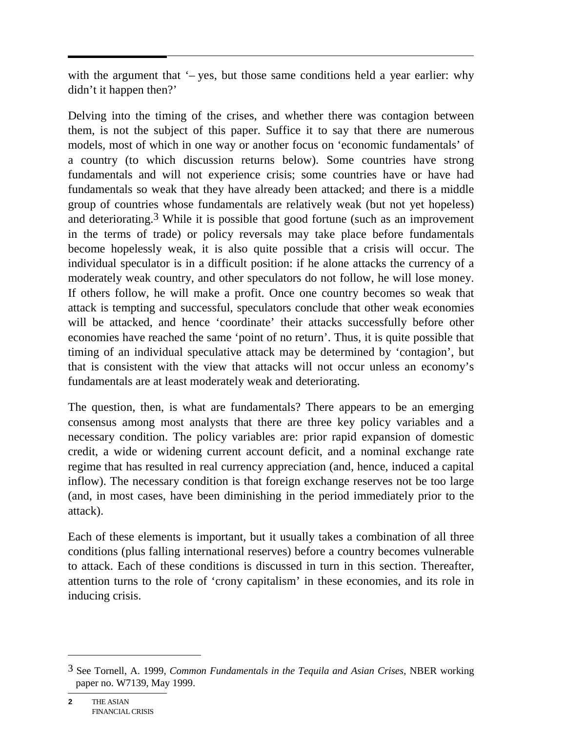with the argument that '– yes, but those same conditions held a year earlier: why didn't it happen then?'

Delving into the timing of the crises, and whether there was contagion between them, is not the subject of this paper. Suffice it to say that there are numerous models, most of which in one way or another focus on 'economic fundamentals' of a country (to which discussion returns below). Some countries have strong fundamentals and will not experience crisis; some countries have or have had fundamentals so weak that they have already been attacked; and there is a middle group of countries whose fundamentals are relatively weak (but not yet hopeless) and deteriorating.[3] While it is possible that good fortune (such as an improvement in the terms of trade) or policy reversals may take place before fundamentals become hopelessly weak, it is also quite possible that a crisis will occur. The individual speculator is in a difficult position: if he alone attacks the currency of a moderately weak country, and other speculators do not follow, he will lose money. If others follow, he will make a profit. Once one country becomes so weak that attack is tempting and successful, speculators conclude that other weak economies will be attacked, and hence 'coordinate' their attacks successfully before other economies have reached the same 'point of no return'. Thus, it is quite possible that timing of an individual speculative attack may be determined by 'contagion', but that is consistent with the view that attacks will not occur unless an economy's fundamentals are at least moderately weak and deteriorating.

The question, then, is what are fundamentals? There appears to be an emerging consensus among most analysts that there are three key policy variables and a necessary condition. The policy variables are: prior rapid expansion of domestic credit, a wide or widening current account deficit, and a nominal exchange rate regime that has resulted in real currency appreciation (and, hence, induced a capital inflow). The necessary condition is that foreign exchange reserves not be too large (and, in most cases, have been diminishing in the period immediately prior to the attack).

Each of these elements is important, but it usually takes a combination of all three conditions (plus falling international reserves) before a country becomes vulnerable to attack. Each of these conditions is discussed in turn in this section. Thereafter, attention turns to the role of 'crony capitalism' in these economies, and its role in inducing crisis.

---

[3] See Tornell, A. 1999, *Common Fundamentals in the Tequila and Asian Crises*, NBER working paper no. W7139, May 1999.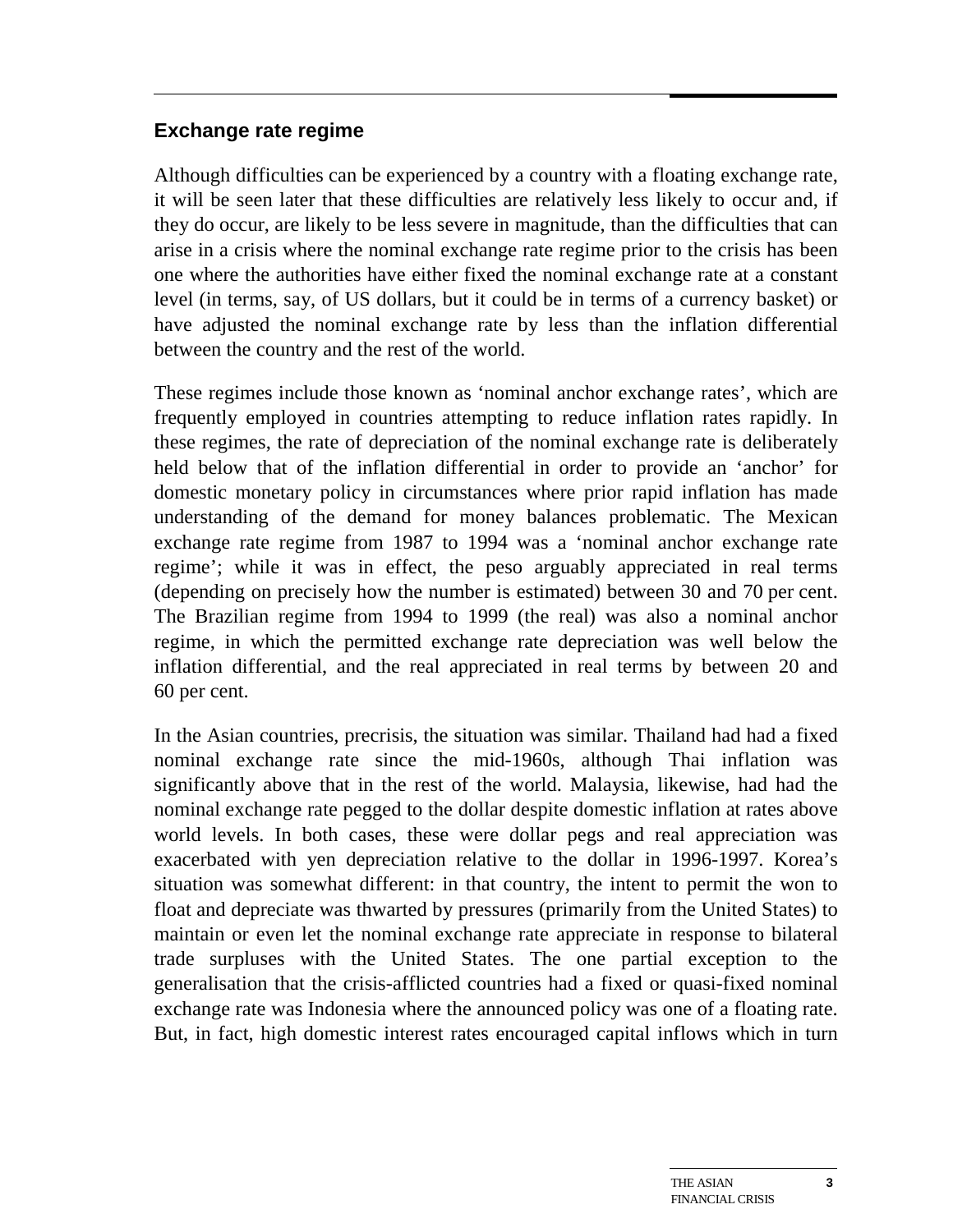## Exchange rate regime

Although difficulties can be experienced by a country with a floating exchange rate, it will be seen later that these difficulties are relatively less likely to occur and, if they do occur, are likely to be less severe in magnitude, than the difficulties that can arise in a crisis where the nominal exchange rate regime prior to the crisis has been one where the authorities have either fixed the nominal exchange rate at a constant level (in terms, say, of US dollars, but it could be in terms of a currency basket) or have adjusted the nominal exchange rate by less than the inflation differential between the country and the rest of the world.

These regimes include those known as 'nominal anchor exchange rates', which are frequently employed in countries attempting to reduce inflation rates rapidly. In these regimes, the rate of depreciation of the nominal exchange rate is deliberately held below that of the inflation differential in order to provide an 'anchor' for domestic monetary policy in circumstances where prior rapid inflation has made understanding of the demand for money balances problematic. The Mexican exchange rate regime from 1987 to 1994 was a 'nominal anchor exchange rate regime'; while it was in effect, the peso arguably appreciated in real terms (depending on precisely how the number is estimated) between 30 and 70 per cent. The Brazilian regime from 1994 to 1999 (the real) was also a nominal anchor regime, in which the permitted exchange rate depreciation was well below the inflation differential, and the real appreciated in real terms by between 20 and 60 per cent.

In the Asian countries, precrisis, the situation was similar. Thailand had had a fixed nominal exchange rate since the mid-1960s, although Thai inflation was significantly above that in the rest of the world. Malaysia, likewise, had had the nominal exchange rate pegged to the dollar despite domestic inflation at rates above world levels. In both cases, these were dollar pegs and real appreciation was exacerbated with yen depreciation relative to the dollar in 1996-1997. Korea's situation was somewhat different: in that country, the intent to permit the won to float and depreciate was thwarted by pressures (primarily from the United States) to maintain or even let the nominal exchange rate appreciate in response to bilateral trade surpluses with the United States. The one partial exception to the generalisation that the crisis-afflicted countries had a fixed or quasi-fixed nominal exchange rate was Indonesia where the announced policy was one of a floating rate. But, in fact, high domestic interest rates encouraged capital inflows which in turn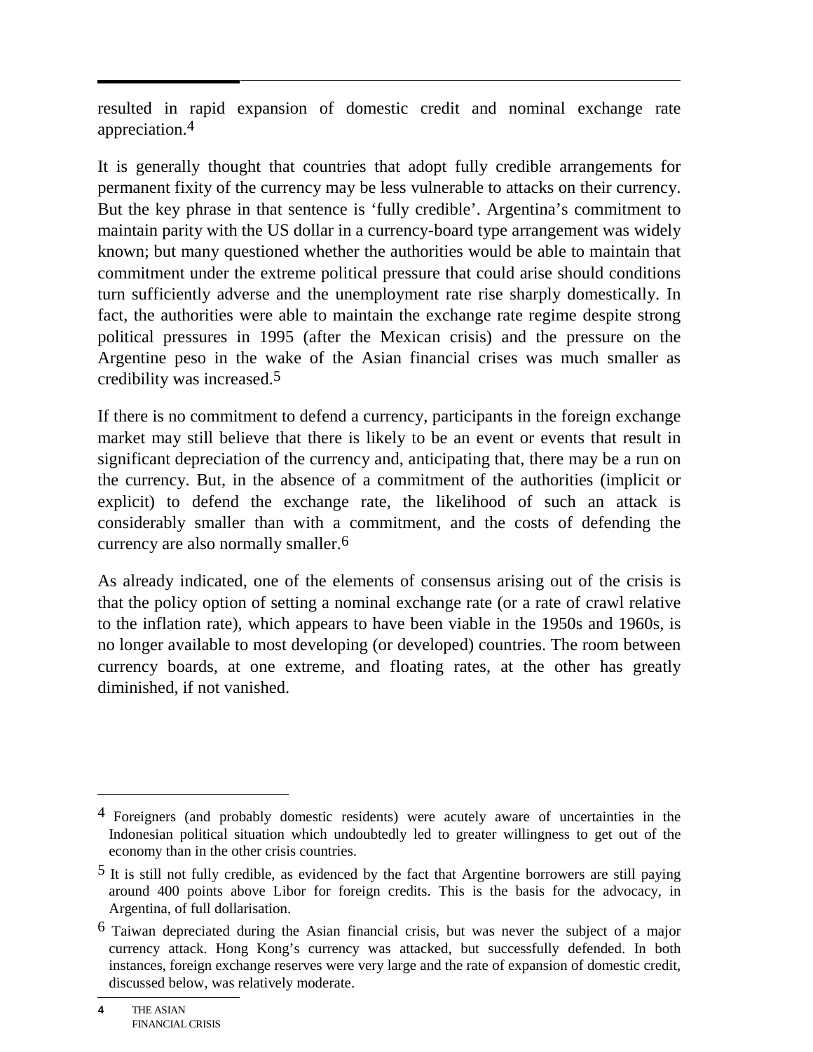resulted in rapid expansion of domestic credit and nominal exchange rate appreciation.[4]

It is generally thought that countries that adopt fully credible arrangements for permanent fixity of the currency may be less vulnerable to attacks on their currency. But the key phrase in that sentence is 'fully credible'. Argentina's commitment to maintain parity with the US dollar in a currency-board type arrangement was widely known; but many questioned whether the authorities would be able to maintain that commitment under the extreme political pressure that could arise should conditions turn sufficiently adverse and the unemployment rate rise sharply domestically. In fact, the authorities were able to maintain the exchange rate regime despite strong political pressures in 1995 (after the Mexican crisis) and the pressure on the Argentine peso in the wake of the Asian financial crises was much smaller as credibility was increased.[5]

If there is no commitment to defend a currency, participants in the foreign exchange market may still believe that there is likely to be an event or events that result in significant depreciation of the currency and, anticipating that, there may be a run on the currency. But, in the absence of a commitment of the authorities (implicit or explicit) to defend the exchange rate, the likelihood of such an attack is considerably smaller than with a commitment, and the costs of defending the currency are also normally smaller.[6]

As already indicated, one of the elements of consensus arising out of the crisis is that the policy option of setting a nominal exchange rate (or a rate of crawl relative to the inflation rate), which appears to have been viable in the 1950s and 1960s, is no longer available to most developing (or developed) countries. The room between currency boards, at one extreme, and floating rates, at the other has greatly diminished, if not vanished.

---

[4] Foreigners (and probably domestic residents) were acutely aware of uncertainties in the Indonesian political situation which undoubtedly led to greater willingness to get out of the economy than in the other crisis countries.

[5] It is still not fully credible, as evidenced by the fact that Argentine borrowers are still paying around 400 points above Libor for foreign credits. This is the basis for the advocacy, in Argentina, of full dollarisation.

[6] Taiwan depreciated during the Asian financial crisis, but was never the subject of a major currency attack. Hong Kong's currency was attacked, but successfully defended. In both instances, foreign exchange reserves were very large and the rate of expansion of domestic credit, discussed below, was relatively moderate.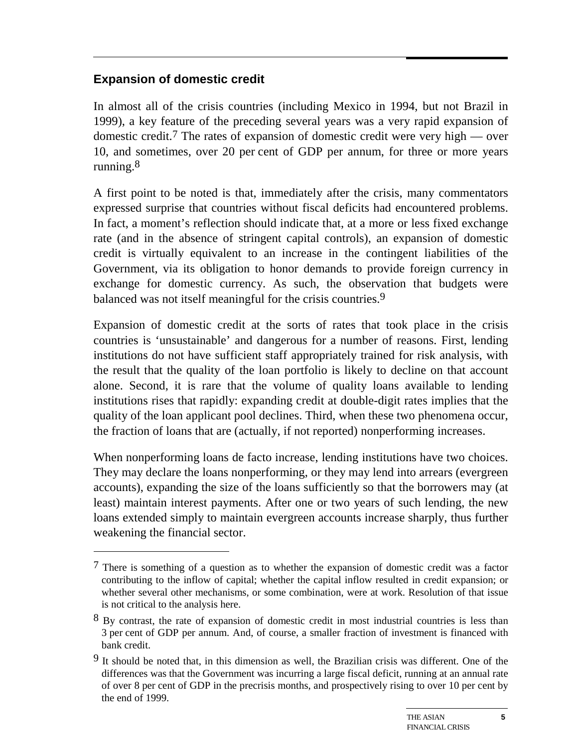## Expansion of domestic credit

In almost all of the crisis countries (including Mexico in 1994, but not Brazil in 1999), a key feature of the preceding several years was a very rapid expansion of domestic credit.[7] The rates of expansion of domestic credit were very high — over 10, and sometimes, over 20 per cent of GDP per annum, for three or more years running.[8]

A first point to be noted is that, immediately after the crisis, many commentators expressed surprise that countries without fiscal deficits had encountered problems. In fact, a moment's reflection should indicate that, at a more or less fixed exchange rate (and in the absence of stringent capital controls), an expansion of domestic credit is virtually equivalent to an increase in the contingent liabilities of the Government, via its obligation to honor demands to provide foreign currency in exchange for domestic currency. As such, the observation that budgets were balanced was not itself meaningful for the crisis countries.[9]

Expansion of domestic credit at the sorts of rates that took place in the crisis countries is 'unsustainable' and dangerous for a number of reasons. First, lending institutions do not have sufficient staff appropriately trained for risk analysis, with the result that the quality of the loan portfolio is likely to decline on that account alone. Second, it is rare that the volume of quality loans available to lending institutions rises that rapidly: expanding credit at double-digit rates implies that the quality of the loan applicant pool declines. Third, when these two phenomena occur, the fraction of loans that are (actually, if not reported) nonperforming increases.

When nonperforming loans de facto increase, lending institutions have two choices. They may declare the loans nonperforming, or they may lend into arrears (evergreen accounts), expanding the size of the loans sufficiently so that the borrowers may (at least) maintain interest payments. After one or two years of such lending, the new loans extended simply to maintain evergreen accounts increase sharply, thus further weakening the financial sector.

---

[7] There is something of a question as to whether the expansion of domestic credit was a factor contributing to the inflow of capital; whether the capital inflow resulted in credit expansion; or whether several other mechanisms, or some combination, were at work. Resolution of that issue is not critical to the analysis here.

[8] By contrast, the rate of expansion of domestic credit in most industrial countries is less than 3 per cent of GDP per annum. And, of course, a smaller fraction of investment is financed with bank credit.

[9] It should be noted that, in this dimension as well, the Brazilian crisis was different. One of the differences was that the Government was incurring a large fiscal deficit, running at an annual rate of over 8 per cent of GDP in the precrisis months, and prospectively rising to over 10 per cent by the end of 1999.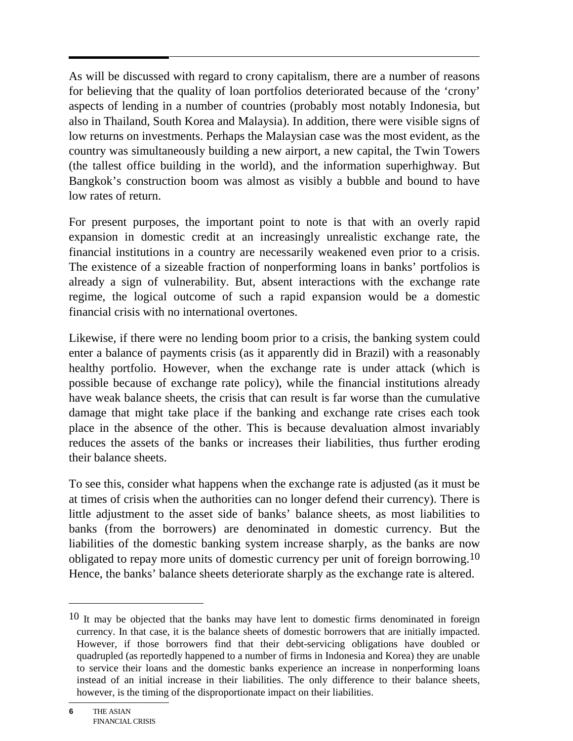As will be discussed with regard to crony capitalism, there are a number of reasons for believing that the quality of loan portfolios deteriorated because of the 'crony' aspects of lending in a number of countries (probably most notably Indonesia, but also in Thailand, South Korea and Malaysia). In addition, there were visible signs of low returns on investments. Perhaps the Malaysian case was the most evident, as the country was simultaneously building a new airport, a new capital, the Twin Towers (the tallest office building in the world), and the information superhighway. But Bangkok's construction boom was almost as visibly a bubble and bound to have low rates of return.

For present purposes, the important point to note is that with an overly rapid expansion in domestic credit at an increasingly unrealistic exchange rate, the financial institutions in a country are necessarily weakened even prior to a crisis. The existence of a sizeable fraction of nonperforming loans in banks' portfolios is already a sign of vulnerability. But, absent interactions with the exchange rate regime, the logical outcome of such a rapid expansion would be a domestic financial crisis with no international overtones.

Likewise, if there were no lending boom prior to a crisis, the banking system could enter a balance of payments crisis (as it apparently did in Brazil) with a reasonably healthy portfolio. However, when the exchange rate is under attack (which is possible because of exchange rate policy), while the financial institutions already have weak balance sheets, the crisis that can result is far worse than the cumulative damage that might take place if the banking and exchange rate crises each took place in the absence of the other. This is because devaluation almost invariably reduces the assets of the banks or increases their liabilities, thus further eroding their balance sheets.

To see this, consider what happens when the exchange rate is adjusted (as it must be at times of crisis when the authorities can no longer defend their currency). There is little adjustment to the asset side of banks' balance sheets, as most liabilities to banks (from the borrowers) are denominated in domestic currency. But the liabilities of the domestic banking system increase sharply, as the banks are now obligated to repay more units of domestic currency per unit of foreign borrowing.[10] Hence, the banks' balance sheets deteriorate sharply as the exchange rate is altered.

---

[10] It may be objected that the banks may have lent to domestic firms denominated in foreign currency. In that case, it is the balance sheets of domestic borrowers that are initially impacted. However, if those borrowers find that their debt-servicing obligations have doubled or quadrupled (as reportedly happened to a number of firms in Indonesia and Korea) they are unable to service their loans and the domestic banks experience an increase in nonperforming loans instead of an initial increase in their liabilities. The only difference to their balance sheets, however, is the timing of the disproportionate impact on their liabilities.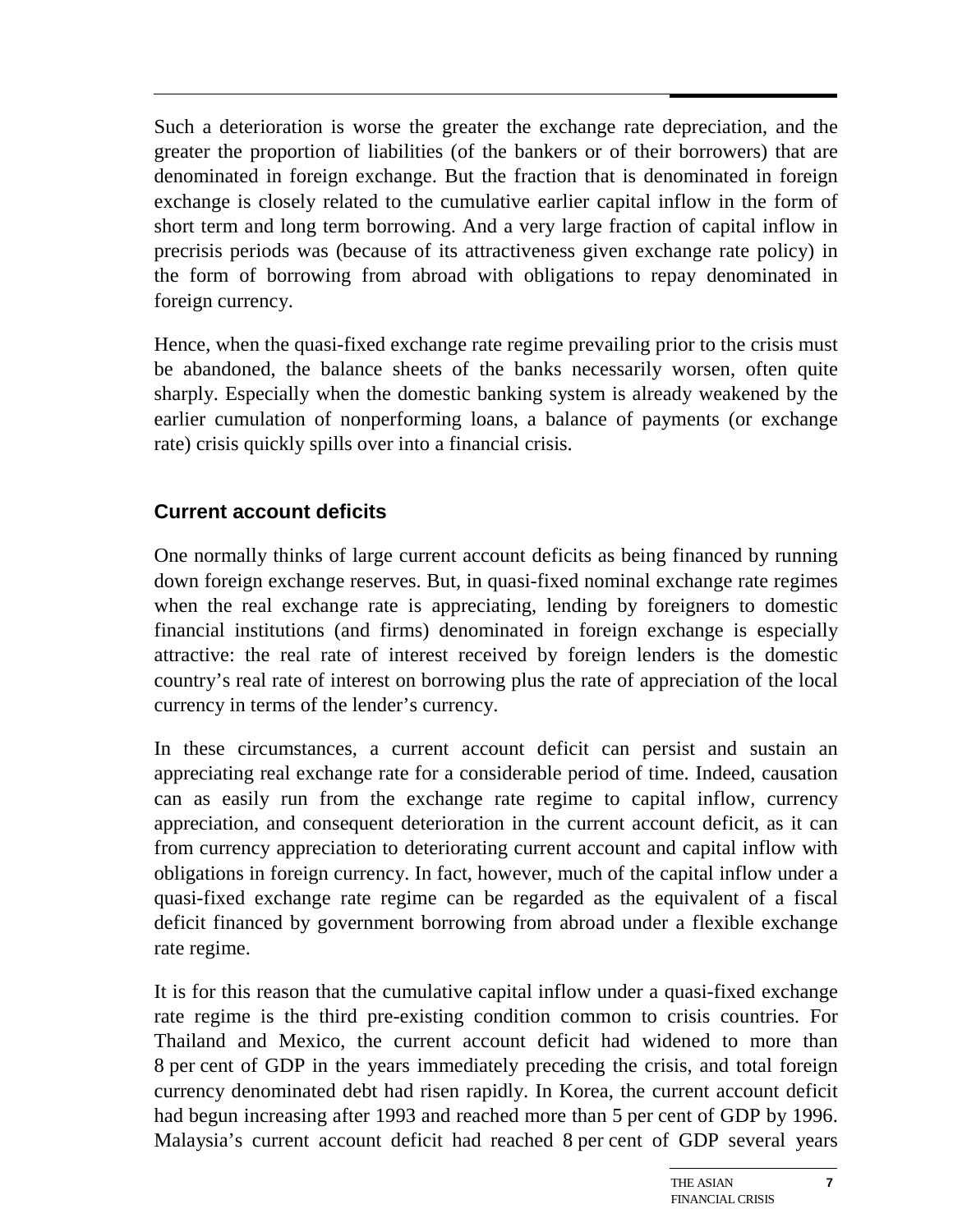Such a deterioration is worse the greater the exchange rate depreciation, and the greater the proportion of liabilities (of the bankers or of their borrowers) that are denominated in foreign exchange. But the fraction that is denominated in foreign exchange is closely related to the cumulative earlier capital inflow in the form of short term and long term borrowing. And a very large fraction of capital inflow in precrisis periods was (because of its attractiveness given exchange rate policy) in the form of borrowing from abroad with obligations to repay denominated in foreign currency.

Hence, when the quasi-fixed exchange rate regime prevailing prior to the crisis must be abandoned, the balance sheets of the banks necessarily worsen, often quite sharply. Especially when the domestic banking system is already weakened by the earlier cumulation of nonperforming loans, a balance of payments (or exchange rate) crisis quickly spills over into a financial crisis.

## Current account deficits

One normally thinks of large current account deficits as being financed by running down foreign exchange reserves. But, in quasi-fixed nominal exchange rate regimes when the real exchange rate is appreciating, lending by foreigners to domestic financial institutions (and firms) denominated in foreign exchange is especially attractive: the real rate of interest received by foreign lenders is the domestic country's real rate of interest on borrowing plus the rate of appreciation of the local currency in terms of the lender's currency.

In these circumstances, a current account deficit can persist and sustain an appreciating real exchange rate for a considerable period of time. Indeed, causation can as easily run from the exchange rate regime to capital inflow, currency appreciation, and consequent deterioration in the current account deficit, as it can from currency appreciation to deteriorating current account and capital inflow with obligations in foreign currency. In fact, however, much of the capital inflow under a quasi-fixed exchange rate regime can be regarded as the equivalent of a fiscal deficit financed by government borrowing from abroad under a flexible exchange rate regime.

It is for this reason that the cumulative capital inflow under a quasi-fixed exchange rate regime is the third pre-existing condition common to crisis countries. For Thailand and Mexico, the current account deficit had widened to more than 8 per cent of GDP in the years immediately preceding the crisis, and total foreign currency denominated debt had risen rapidly. In Korea, the current account deficit had begun increasing after 1993 and reached more than 5 per cent of GDP by 1996. Malaysia's current account deficit had reached 8 per cent of GDP several years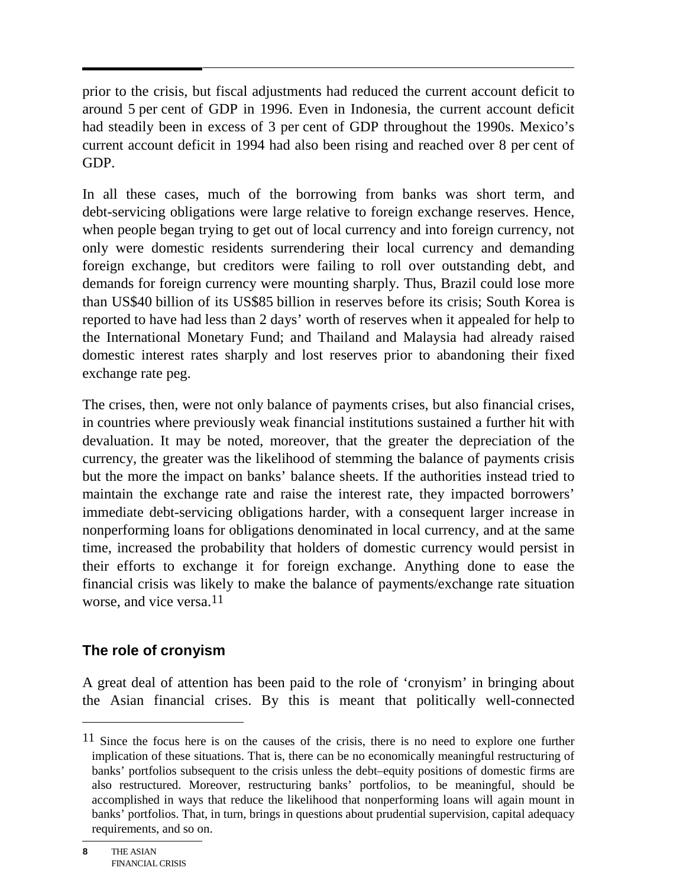prior to the crisis, but fiscal adjustments had reduced the current account deficit to around 5 per cent of GDP in 1996. Even in Indonesia, the current account deficit had steadily been in excess of 3 per cent of GDP throughout the 1990s. Mexico's current account deficit in 1994 had also been rising and reached over 8 per cent of GDP.

In all these cases, much of the borrowing from banks was short term, and debt-servicing obligations were large relative to foreign exchange reserves. Hence, when people began trying to get out of local currency and into foreign currency, not only were domestic residents surrendering their local currency and demanding foreign exchange, but creditors were failing to roll over outstanding debt, and demands for foreign currency were mounting sharply. Thus, Brazil could lose more than US$40 billion of its US$85 billion in reserves before its crisis; South Korea is reported to have had less than 2 days' worth of reserves when it appealed for help to the International Monetary Fund; and Thailand and Malaysia had already raised domestic interest rates sharply and lost reserves prior to abandoning their fixed exchange rate peg.

The crises, then, were not only balance of payments crises, but also financial crises, in countries where previously weak financial institutions sustained a further hit with devaluation. It may be noted, moreover, that the greater the depreciation of the currency, the greater was the likelihood of stemming the balance of payments crisis but the more the impact on banks' balance sheets. If the authorities instead tried to maintain the exchange rate and raise the interest rate, they impacted borrowers' immediate debt-servicing obligations harder, with a consequent larger increase in nonperforming loans for obligations denominated in local currency, and at the same time, increased the probability that holders of domestic currency would persist in their efforts to exchange it for foreign exchange. Anything done to ease the financial crisis was likely to make the balance of payments/exchange rate situation worse, and vice versa.[11]

### The role of cronyism

A great deal of attention has been paid to the role of 'cronyism' in bringing about the Asian financial crises. By this is meant that politically well-connected

---

[11] Since the focus here is on the causes of the crisis, there is no need to explore one further implication of these situations. That is, there can be no economically meaningful restructuring of banks' portfolios subsequent to the crisis unless the debt–equity positions of domestic firms are also restructured. Moreover, restructuring banks' portfolios, to be meaningful, should be accomplished in ways that reduce the likelihood that nonperforming loans will again mount in banks' portfolios. That, in turn, brings in questions about prudential supervision, capital adequacy requirements, and so on.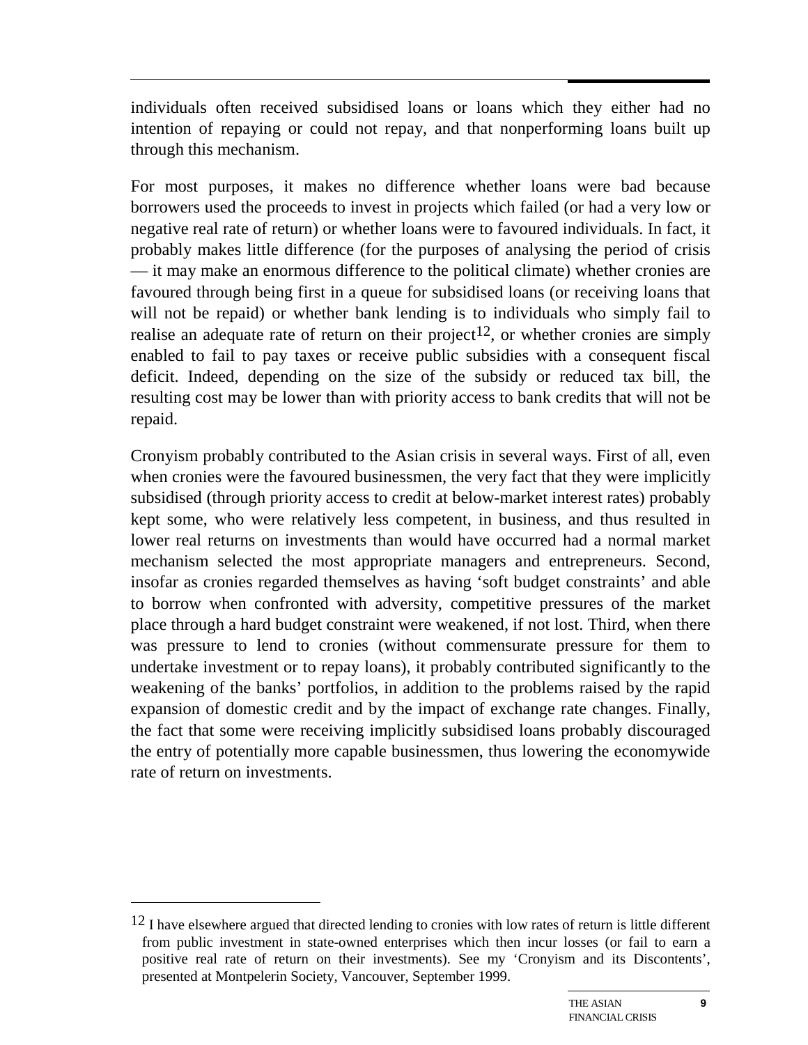individuals often received subsidised loans or loans which they either had no intention of repaying or could not repay, and that nonperforming loans built up through this mechanism.

For most purposes, it makes no difference whether loans were bad because borrowers used the proceeds to invest in projects which failed (or had a very low or negative real rate of return) or whether loans were to favoured individuals. In fact, it probably makes little difference (for the purposes of analysing the period of crisis — it may make an enormous difference to the political climate) whether cronies are favoured through being first in a queue for subsidised loans (or receiving loans that will not be repaid) or whether bank lending is to individuals who simply fail to realise an adequate rate of return on their project[12], or whether cronies are simply enabled to fail to pay taxes or receive public subsidies with a consequent fiscal deficit. Indeed, depending on the size of the subsidy or reduced tax bill, the resulting cost may be lower than with priority access to bank credits that will not be repaid.

Cronyism probably contributed to the Asian crisis in several ways. First of all, even when cronies were the favoured businessmen, the very fact that they were implicitly subsidised (through priority access to credit at below-market interest rates) probably kept some, who were relatively less competent, in business, and thus resulted in lower real returns on investments than would have occurred had a normal market mechanism selected the most appropriate managers and entrepreneurs. Second, insofar as cronies regarded themselves as having 'soft budget constraints' and able to borrow when confronted with adversity, competitive pressures of the market place through a hard budget constraint were weakened, if not lost. Third, when there was pressure to lend to cronies (without commensurate pressure for them to undertake investment or to repay loans), it probably contributed significantly to the weakening of the banks' portfolios, in addition to the problems raised by the rapid expansion of domestic credit and by the impact of exchange rate changes. Finally, the fact that some were receiving implicitly subsidised loans probably discouraged the entry of potentially more capable businessmen, thus lowering the economywide rate of return on investments.

---

[12] I have elsewhere argued that directed lending to cronies with low rates of return is little different from public investment in state-owned enterprises which then incur losses (or fail to earn a positive real rate of return on their investments). See my 'Cronyism and its Discontents', presented at Montpelerin Society, Vancouver, September 1999.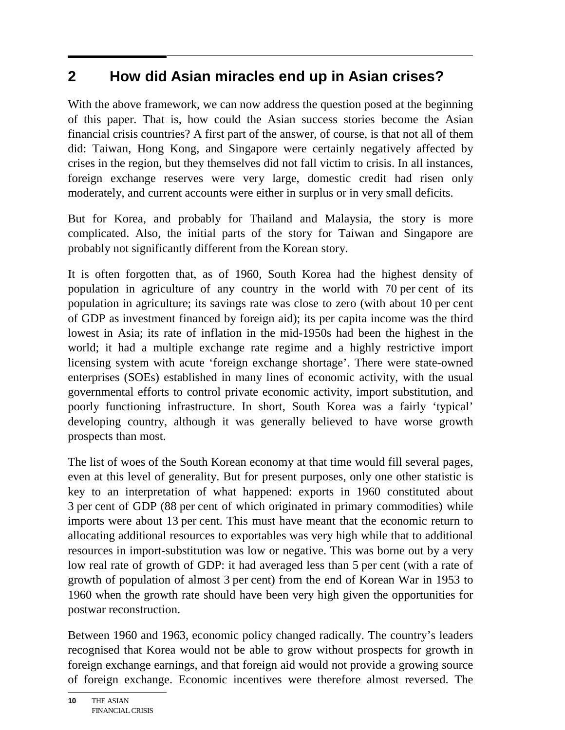# 2 How did Asian miracles end up in Asian crises?

With the above framework, we can now address the question posed at the beginning of this paper. That is, how could the Asian success stories become the Asian financial crisis countries? A first part of the answer, of course, is that not all of them did: Taiwan, Hong Kong, and Singapore were certainly negatively affected by crises in the region, but they themselves did not fall victim to crisis. In all instances, foreign exchange reserves were very large, domestic credit had risen only moderately, and current accounts were either in surplus or in very small deficits.

But for Korea, and probably for Thailand and Malaysia, the story is more complicated. Also, the initial parts of the story for Taiwan and Singapore are probably not significantly different from the Korean story.

It is often forgotten that, as of 1960, South Korea had the highest density of population in agriculture of any country in the world with 70 per cent of its population in agriculture; its savings rate was close to zero (with about 10 per cent of GDP as investment financed by foreign aid); its per capita income was the third lowest in Asia; its rate of inflation in the mid-1950s had been the highest in the world; it had a multiple exchange rate regime and a highly restrictive import licensing system with acute 'foreign exchange shortage'. There were state-owned enterprises (SOEs) established in many lines of economic activity, with the usual governmental efforts to control private economic activity, import substitution, and poorly functioning infrastructure. In short, South Korea was a fairly 'typical' developing country, although it was generally believed to have worse growth prospects than most.

The list of woes of the South Korean economy at that time would fill several pages, even at this level of generality. But for present purposes, only one other statistic is key to an interpretation of what happened: exports in 1960 constituted about 3 per cent of GDP (88 per cent of which originated in primary commodities) while imports were about 13 per cent. This must have meant that the economic return to allocating additional resources to exportables was very high while that to additional resources in import-substitution was low or negative. This was borne out by a very low real rate of growth of GDP: it had averaged less than 5 per cent (with a rate of growth of population of almost 3 per cent) from the end of Korean War in 1953 to 1960 when the growth rate should have been very high given the opportunities for postwar reconstruction.

Between 1960 and 1963, economic policy changed radically. The country's leaders recognised that Korea would not be able to grow without prospects for growth in foreign exchange earnings, and that foreign aid would not provide a growing source of foreign exchange. Economic incentives were therefore almost reversed. The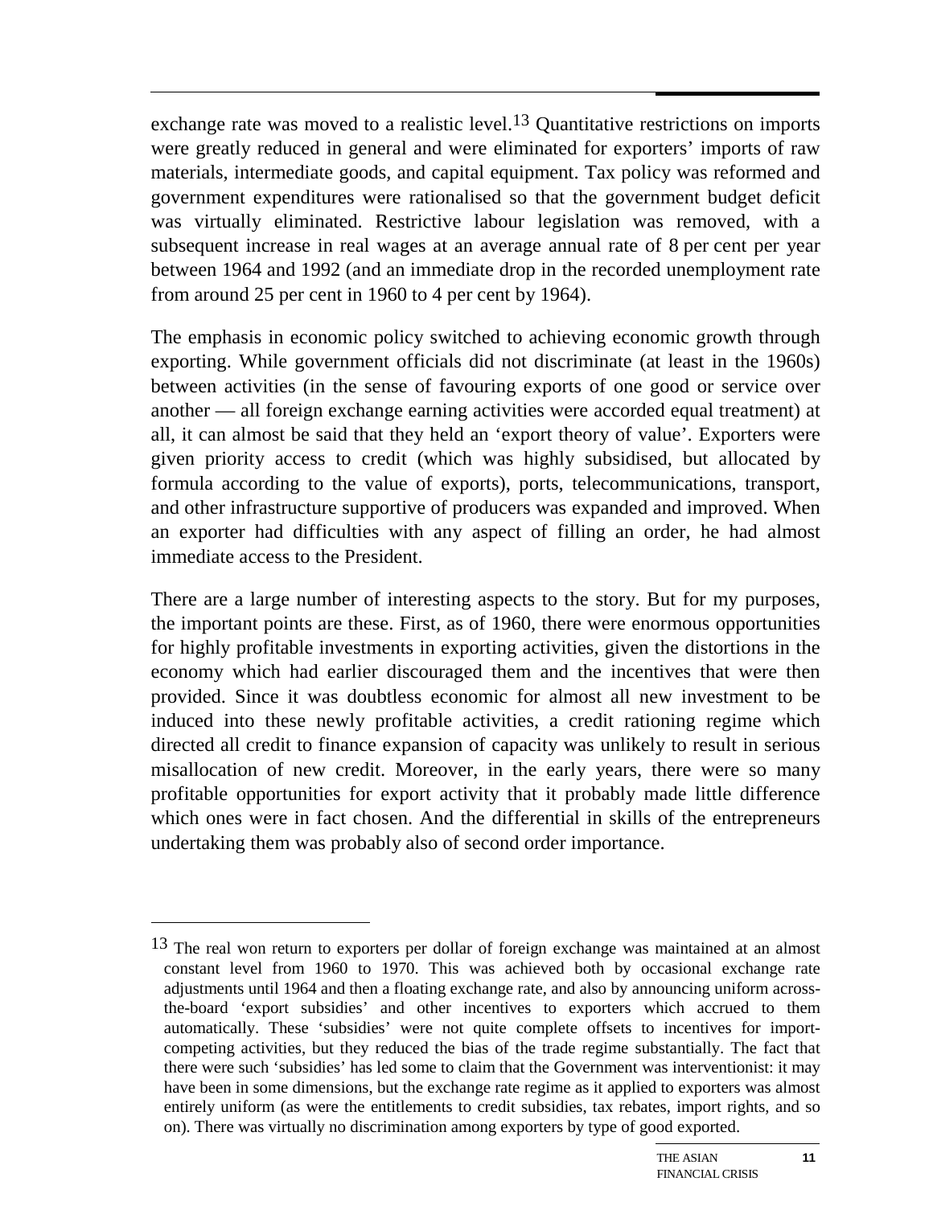exchange rate was moved to a realistic level.[13] Quantitative restrictions on imports were greatly reduced in general and were eliminated for exporters' imports of raw materials, intermediate goods, and capital equipment. Tax policy was reformed and government expenditures were rationalised so that the government budget deficit was virtually eliminated. Restrictive labour legislation was removed, with a subsequent increase in real wages at an average annual rate of 8 per cent per year between 1964 and 1992 (and an immediate drop in the recorded unemployment rate from around 25 per cent in 1960 to 4 per cent by 1964).

The emphasis in economic policy switched to achieving economic growth through exporting. While government officials did not discriminate (at least in the 1960s) between activities (in the sense of favouring exports of one good or service over another — all foreign exchange earning activities were accorded equal treatment) at all, it can almost be said that they held an 'export theory of value'. Exporters were given priority access to credit (which was highly subsidised, but allocated by formula according to the value of exports), ports, telecommunications, transport, and other infrastructure supportive of producers was expanded and improved. When an exporter had difficulties with any aspect of filling an order, he had almost immediate access to the President.

There are a large number of interesting aspects to the story. But for my purposes, the important points are these. First, as of 1960, there were enormous opportunities for highly profitable investments in exporting activities, given the distortions in the economy which had earlier discouraged them and the incentives that were then provided. Since it was doubtless economic for almost all new investment to be induced into these newly profitable activities, a credit rationing regime which directed all credit to finance expansion of capacity was unlikely to result in serious misallocation of new credit. Moreover, in the early years, there were so many profitable opportunities for export activity that it probably made little difference which ones were in fact chosen. And the differential in skills of the entrepreneurs undertaking them was probably also of second order importance.

---

[13] The real won return to exporters per dollar of foreign exchange was maintained at an almost constant level from 1960 to 1970. This was achieved both by occasional exchange rate adjustments until 1964 and then a floating exchange rate, and also by announcing uniform across-the-board 'export subsidies' and other incentives to exporters which accrued to them automatically. These 'subsidies' were not quite complete offsets to incentives for import-competing activities, but they reduced the bias of the trade regime substantially. The fact that there were such 'subsidies' has led some to claim that the Government was interventionist: it may have been in some dimensions, but the exchange rate regime as it applied to exporters was almost entirely uniform (as were the entitlements to credit subsidies, tax rebates, import rights, and so on). There was virtually no discrimination among exporters by type of good exported.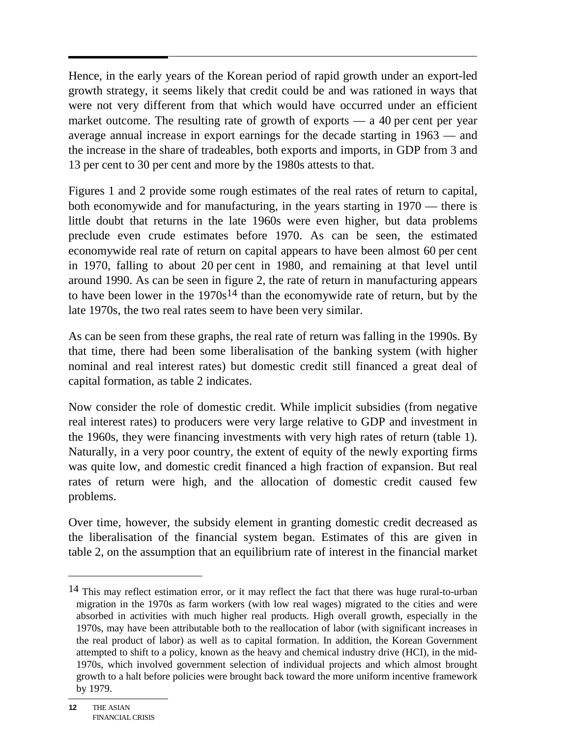Hence, in the early years of the Korean period of rapid growth under an export-led growth strategy, it seems likely that credit could be and was rationed in ways that were not very different from that which would have occurred under an efficient market outcome. The resulting rate of growth of exports — a 40 per cent per year average annual increase in export earnings for the decade starting in 1963 — and the increase in the share of tradeables, both exports and imports, in GDP from 3 and 13 per cent to 30 per cent and more by the 1980s attests to that.

Figures 1 and 2 provide some rough estimates of the real rates of return to capital, both economywide and for manufacturing, in the years starting in 1970 — there is little doubt that returns in the late 1960s were even higher, but data problems preclude even crude estimates before 1970. As can be seen, the estimated economywide real rate of return on capital appears to have been almost 60 per cent in 1970, falling to about 20 per cent in 1980, and remaining at that level until around 1990. As can be seen in figure 2, the rate of return in manufacturing appears to have been lower in the 1970s[14] than the economywide rate of return, but by the late 1970s, the two real rates seem to have been very similar.

As can be seen from these graphs, the real rate of return was falling in the 1990s. By that time, there had been some liberalisation of the banking system (with higher nominal and real interest rates) but domestic credit still financed a great deal of capital formation, as table 2 indicates.

Now consider the role of domestic credit. While implicit subsidies (from negative real interest rates) to producers were very large relative to GDP and investment in the 1960s, they were financing investments with very high rates of return (table 1). Naturally, in a very poor country, the extent of equity of the newly exporting firms was quite low, and domestic credit financed a high fraction of expansion. But real rates of return were high, and the allocation of domestic credit caused few problems.

Over time, however, the subsidy element in granting domestic credit decreased as the liberalisation of the financial system began. Estimates of this are given in table 2, on the assumption that an equilibrium rate of interest in the financial market

---

[14] This may reflect estimation error, or it may reflect the fact that there was huge rural-to-urban migration in the 1970s as farm workers (with low real wages) migrated to the cities and were absorbed in activities with much higher real products. High overall growth, especially in the 1970s, may have been attributable both to the reallocation of labor (with significant increases in the real product of labor) as well as to capital formation. In addition, the Korean Government attempted to shift to a policy, known as the heavy and chemical industry drive (HCI), in the mid-1970s, which involved government selection of individual projects and which almost brought growth to a halt before policies were brought back toward the more uniform incentive framework by 1979.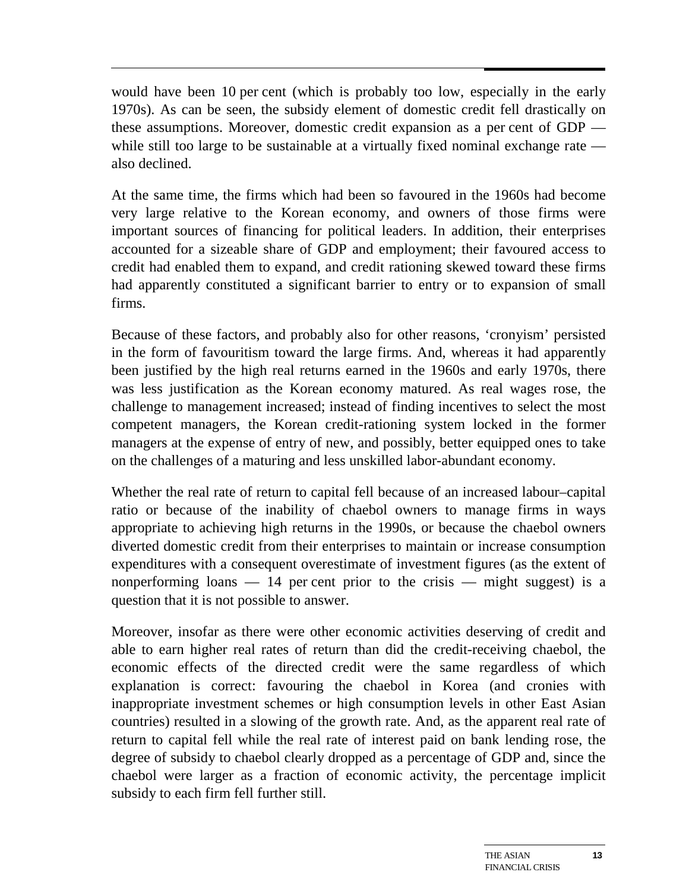would have been 10 per cent (which is probably too low, especially in the early 1970s). As can be seen, the subsidy element of domestic credit fell drastically on these assumptions. Moreover, domestic credit expansion as a per cent of GDP — while still too large to be sustainable at a virtually fixed nominal exchange rate — also declined.

At the same time, the firms which had been so favoured in the 1960s had become very large relative to the Korean economy, and owners of those firms were important sources of financing for political leaders. In addition, their enterprises accounted for a sizeable share of GDP and employment; their favoured access to credit had enabled them to expand, and credit rationing skewed toward these firms had apparently constituted a significant barrier to entry or to expansion of small firms.

Because of these factors, and probably also for other reasons, 'cronyism' persisted in the form of favouritism toward the large firms. And, whereas it had apparently been justified by the high real returns earned in the 1960s and early 1970s, there was less justification as the Korean economy matured. As real wages rose, the challenge to management increased; instead of finding incentives to select the most competent managers, the Korean credit-rationing system locked in the former managers at the expense of entry of new, and possibly, better equipped ones to take on the challenges of a maturing and less unskilled labor-abundant economy.

Whether the real rate of return to capital fell because of an increased labour–capital ratio or because of the inability of chaebol owners to manage firms in ways appropriate to achieving high returns in the 1990s, or because the chaebol owners diverted domestic credit from their enterprises to maintain or increase consumption expenditures with a consequent overestimate of investment figures (as the extent of nonperforming loans — 14 per cent prior to the crisis — might suggest) is a question that it is not possible to answer.

Moreover, insofar as there were other economic activities deserving of credit and able to earn higher real rates of return than did the credit-receiving chaebol, the economic effects of the directed credit were the same regardless of which explanation is correct: favouring the chaebol in Korea (and cronies with inappropriate investment schemes or high consumption levels in other East Asian countries) resulted in a slowing of the growth rate. And, as the apparent real rate of return to capital fell while the real rate of interest paid on bank lending rose, the degree of subsidy to chaebol clearly dropped as a percentage of GDP and, since the chaebol were larger as a fraction of economic activity, the percentage implicit subsidy to each firm fell further still.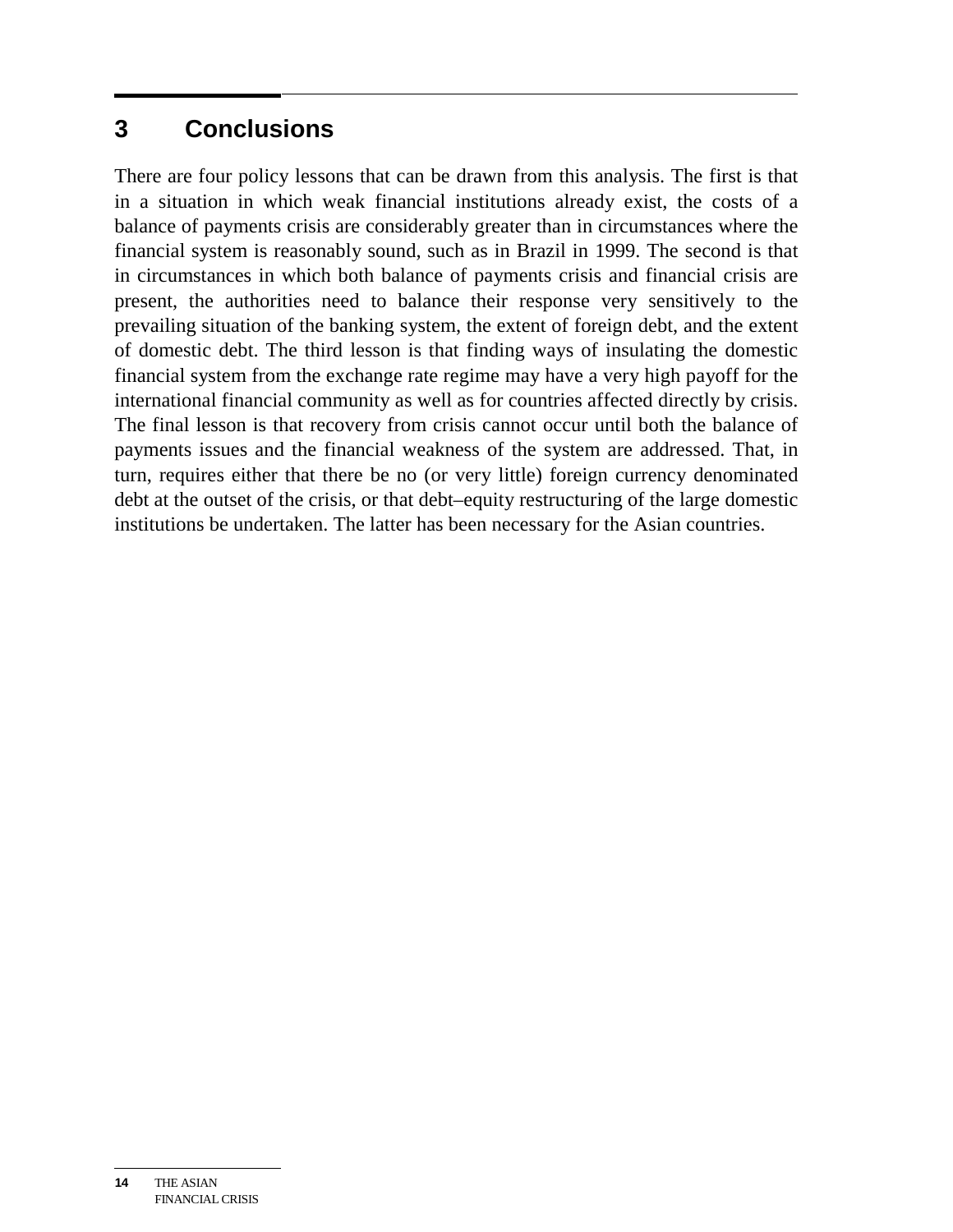## 3 Conclusions

There are four policy lessons that can be drawn from this analysis. The first is that in a situation in which weak financial institutions already exist, the costs of a balance of payments crisis are considerably greater than in circumstances where the financial system is reasonably sound, such as in Brazil in 1999. The second is that in circumstances in which both balance of payments crisis and financial crisis are present, the authorities need to balance their response very sensitively to the prevailing situation of the banking system, the extent of foreign debt, and the extent of domestic debt. The third lesson is that finding ways of insulating the domestic financial system from the exchange rate regime may have a very high payoff for the international financial community as well as for countries affected directly by crisis. The final lesson is that recovery from crisis cannot occur until both the balance of payments issues and the financial weakness of the system are addressed. That, in turn, requires either that there be no (or very little) foreign currency denominated debt at the outset of the crisis, or that debt–equity restructuring of the large domestic institutions be undertaken. The latter has been necessary for the Asian countries.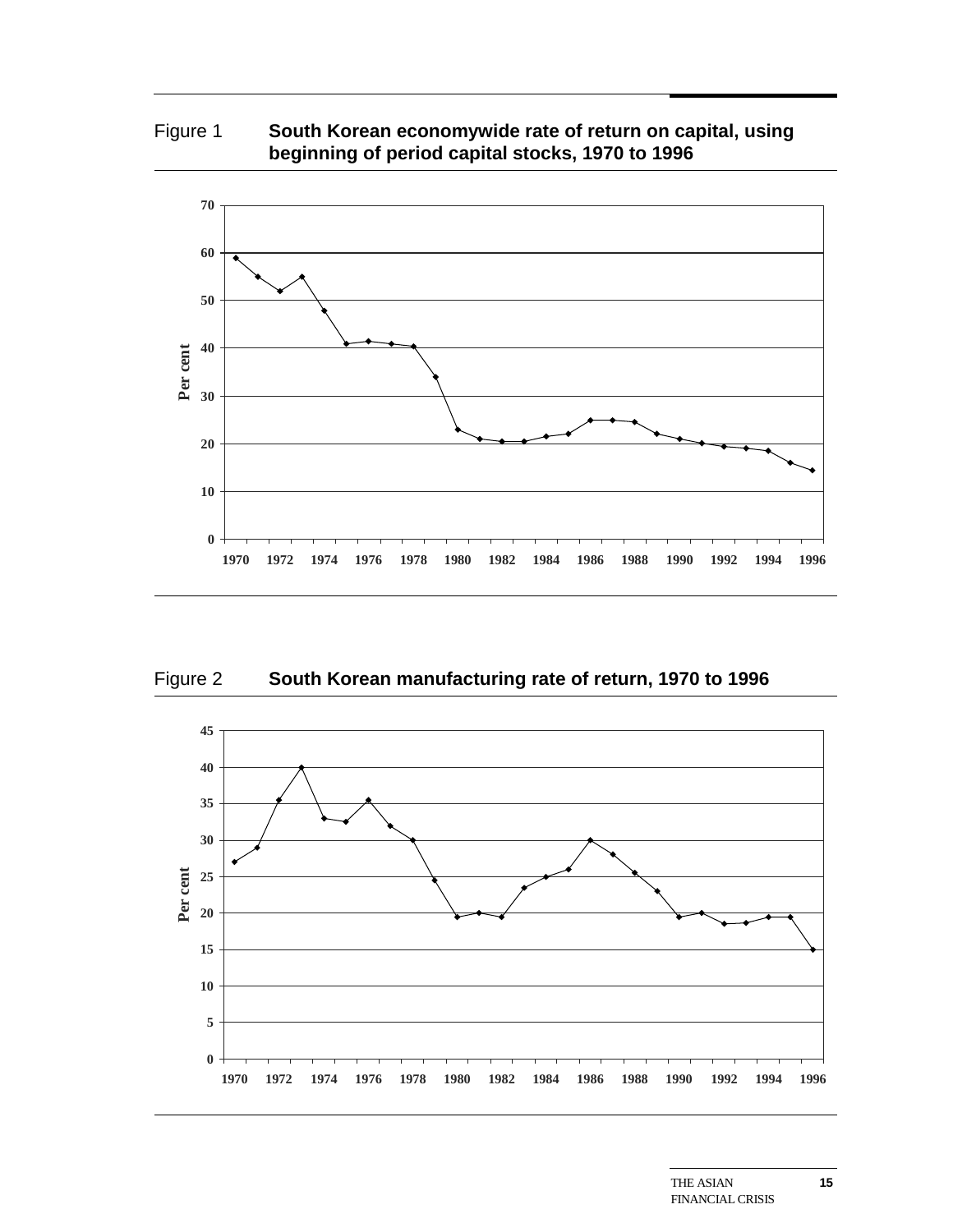Figure 1 **South Korean economywide rate of return on capital, using beginning of period capital stocks, 1970 to 1996**

Figure 2 **South Korean manufacturing rate of return, 1970 to 1996**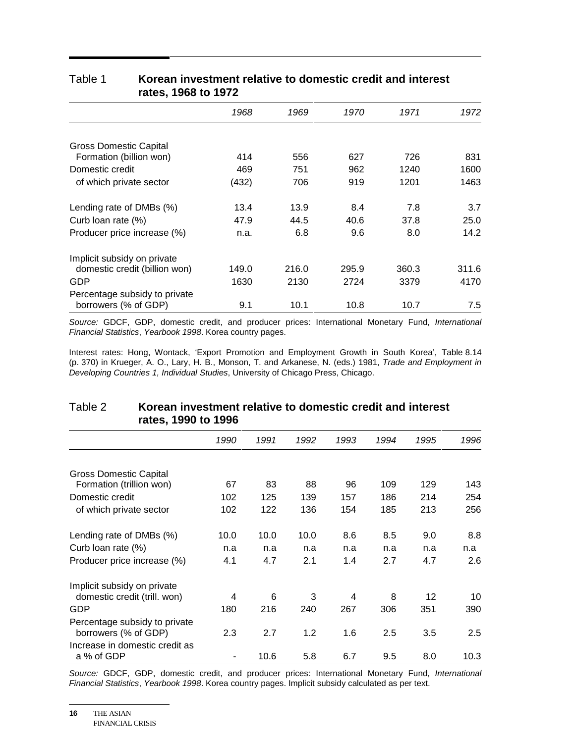## Table 1 Korean investment relative to domestic credit and interest rates, 1968 to 1972

| | 1968 | 1969 | 1970 | 1971 | 1972 |
|---|---|---|---|---|---|
| Gross Domestic Capital Formation (billion won) | 414 | 556 | 627 | 726 | 831 |
| Domestic credit | 469 | 751 | 962 | 1240 | 1600 |
| of which private sector | (432) | 706 | 919 | 1201 | 1463 |
| Lending rate of DMBs (%) | 13.4 | 13.9 | 8.4 | 7.8 | 3.7 |
| Curb loan rate (%) | 47.9 | 44.5 | 40.6 | 37.8 | 25.0 |
| Producer price increase (%) | n.a. | 6.8 | 9.6 | 8.0 | 14.2 |
| Implicit subsidy on private domestic credit (billion won) | 149.0 | 216.0 | 295.9 | 360.3 | 311.6 |
| GDP | 1630 | 2130 | 2724 | 3379 | 4170 |
| Percentage subsidy to private borrowers (% of GDP) | 9.1 | 10.1 | 10.8 | 10.7 | 7.5 |

*Source:* GDCF, GDP, domestic credit, and producer prices: International Monetary Fund, *International Financial Statistics*, *Yearbook 1998*. Korea country pages.

Interest rates: Hong, Wontack, 'Export Promotion and Employment Growth in South Korea', Table 8.14 (p. 370) in Krueger, A. O., Lary, H. B., Monson, T. and Arkanese, N. (eds.) 1981, *Trade and Employment in Developing Countries 1, Individual Studies*, University of Chicago Press, Chicago.

## Table 2 Korean investment relative to domestic credit and interest rates, 1990 to 1996

| | 1990 | 1991 | 1992 | 1993 | 1994 | 1995 | 1996 |
|---|---|---|---|---|---|---|---|
| Gross Domestic Capital Formation (trillion won) | 67 | 83 | 88 | 96 | 109 | 129 | 143 |
| Domestic credit | 102 | 125 | 139 | 157 | 186 | 214 | 254 |
| of which private sector | 102 | 122 | 136 | 154 | 185 | 213 | 256 |
| Lending rate of DMBs (%) | 10.0 | 10.0 | 10.0 | 8.6 | 8.5 | 9.0 | 8.8 |
| Curb loan rate (%) | n.a | n.a | n.a | n.a | n.a | n.a | n.a |
| Producer price increase (%) | 4.1 | 4.7 | 2.1 | 1.4 | 2.7 | 4.7 | 2.6 |
| Implicit subsidy on private domestic credit (trill. won) | 4 | 6 | 3 | 4 | 8 | 12 | 10 |
| GDP | 180 | 216 | 240 | 267 | 306 | 351 | 390 |
| Percentage subsidy to private borrowers (% of GDP) | 2.3 | 2.7 | 1.2 | 1.6 | 2.5 | 3.5 | 2.5 |
| Increase in domestic credit as a % of GDP | - | 10.6 | 5.8 | 6.7 | 9.5 | 8.0 | 10.3 |

*Source:* GDCF, GDP, domestic credit, and producer prices: International Monetary Fund, *International Financial Statistics*, *Yearbook 1998*. Korea country pages. Implicit subsidy calculated as per text.